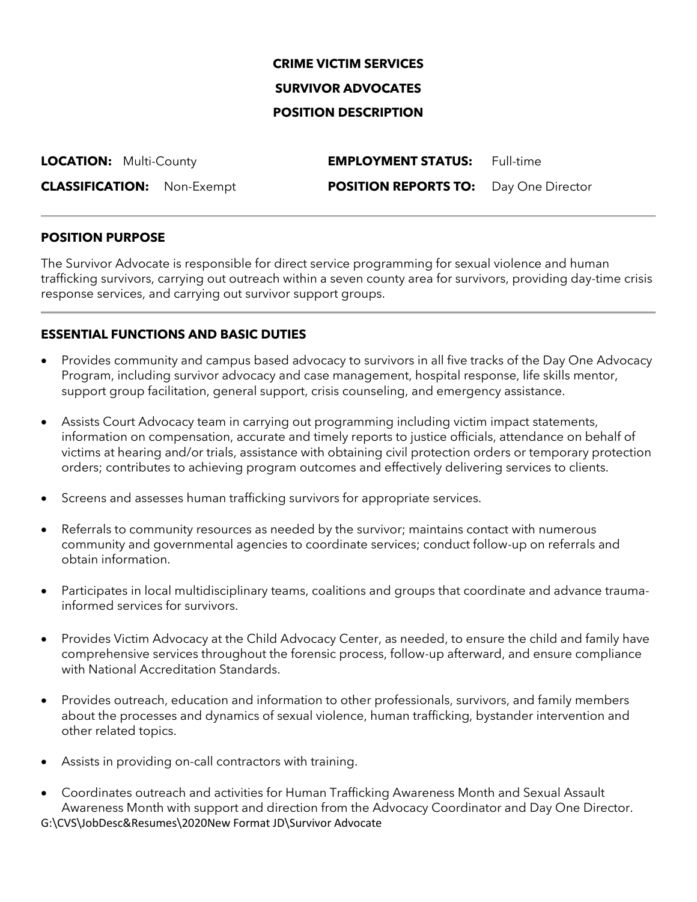# CRIME VICTIM SERVICES

## SURVIVOR ADVOCATES

## POSITION DESCRIPTION

| | | | |
|---|---|---|---|
| **LOCATION:** | Multi-County | **EMPLOYMENT STATUS:** | Full-time |
| **CLASSIFICATION:** | Non-Exempt | **POSITION REPORTS TO:** | Day One Director |

---

### POSITION PURPOSE

The Survivor Advocate is responsible for direct service programming for sexual violence and human trafficking survivors, carrying out outreach within a seven county area for survivors, providing day-time crisis response services, and carrying out survivor support groups.

---

### ESSENTIAL FUNCTIONS AND BASIC DUTIES

- Provides community and campus based advocacy to survivors in all five tracks of the Day One Advocacy Program, including survivor advocacy and case management, hospital response, life skills mentor, support group facilitation, general support, crisis counseling, and emergency assistance.
- Assists Court Advocacy team in carrying out programming including victim impact statements, information on compensation, accurate and timely reports to justice officials, attendance on behalf of victims at hearing and/or trials, assistance with obtaining civil protection orders or temporary protection orders; contributes to achieving program outcomes and effectively delivering services to clients.
- Screens and assesses human trafficking survivors for appropriate services.
- Referrals to community resources as needed by the survivor; maintains contact with numerous community and governmental agencies to coordinate services; conduct follow-up on referrals and obtain information.
- Participates in local multidisciplinary teams, coalitions and groups that coordinate and advance trauma-informed services for survivors.
- Provides Victim Advocacy at the Child Advocacy Center, as needed, to ensure the child and family have comprehensive services throughout the forensic process, follow-up afterward, and ensure compliance with National Accreditation Standards.
- Provides outreach, education and information to other professionals, survivors, and family members about the processes and dynamics of sexual violence, human trafficking, bystander intervention and other related topics.
- Assists in providing on-call contractors with training.
- Coordinates outreach and activities for Human Trafficking Awareness Month and Sexual Assault Awareness Month with support and direction from the Advocacy Coordinator and Day One Director.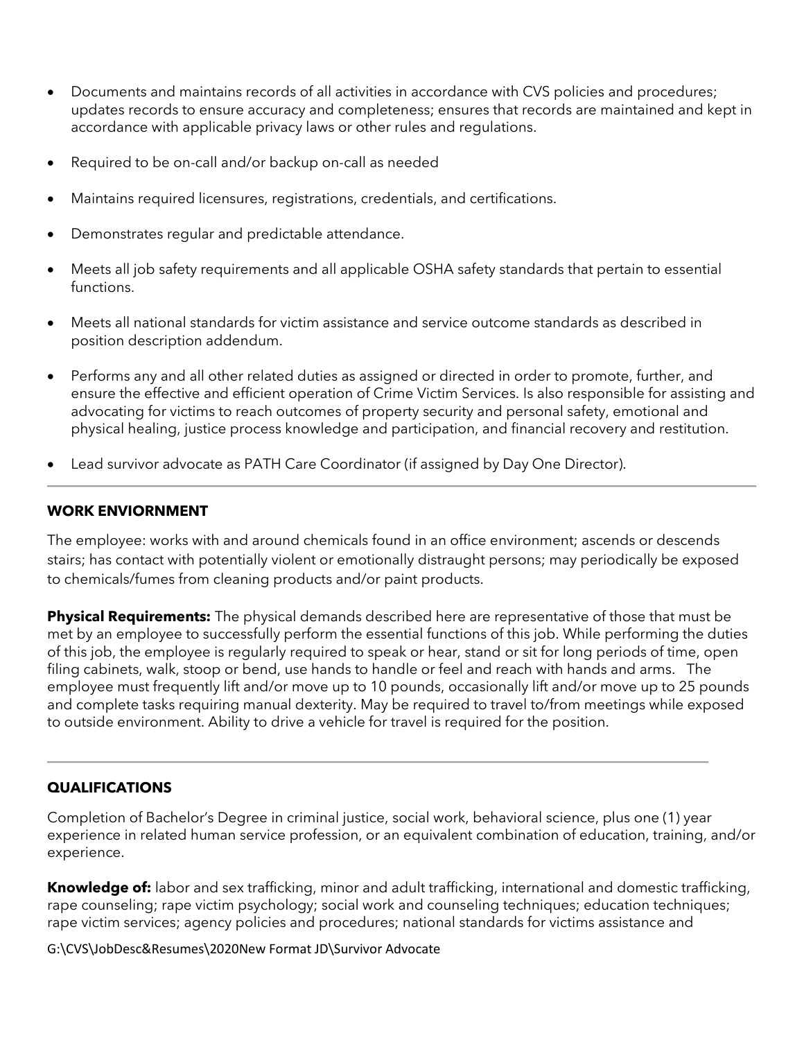- Documents and maintains records of all activities in accordance with CVS policies and procedures; updates records to ensure accuracy and completeness; ensures that records are maintained and kept in accordance with applicable privacy laws or other rules and regulations.
- Required to be on-call and/or backup on-call as needed
- Maintains required licensures, registrations, credentials, and certifications.
- Demonstrates regular and predictable attendance.
- Meets all job safety requirements and all applicable OSHA safety standards that pertain to essential functions.
- Meets all national standards for victim assistance and service outcome standards as described in position description addendum.
- Performs any and all other related duties as assigned or directed in order to promote, further, and ensure the effective and efficient operation of Crime Victim Services. Is also responsible for assisting and advocating for victims to reach outcomes of property security and personal safety, emotional and physical healing, justice process knowledge and participation, and financial recovery and restitution.
- Lead survivor advocate as PATH Care Coordinator (if assigned by Day One Director).

---

**WORK ENVIORNMENT**

The employee: works with and around chemicals found in an office environment; ascends or descends stairs; has contact with potentially violent or emotionally distraught persons; may periodically be exposed to chemicals/fumes from cleaning products and/or paint products.

**Physical Requirements:** The physical demands described here are representative of those that must be met by an employee to successfully perform the essential functions of this job. While performing the duties of this job, the employee is regularly required to speak or hear, stand or sit for long periods of time, open filing cabinets, walk, stoop or bend, use hands to handle or feel and reach with hands and arms. The employee must frequently lift and/or move up to 10 pounds, occasionally lift and/or move up to 25 pounds and complete tasks requiring manual dexterity. May be required to travel to/from meetings while exposed to outside environment. Ability to drive a vehicle for travel is required for the position.

---

**QUALIFICATIONS**

Completion of Bachelor's Degree in criminal justice, social work, behavioral science, plus one (1) year experience in related human service profession, or an equivalent combination of education, training, and/or experience.

**Knowledge of:** labor and sex trafficking, minor and adult trafficking, international and domestic trafficking, rape counseling; rape victim psychology; social work and counseling techniques; education techniques; rape victim services; agency policies and procedures; national standards for victims assistance and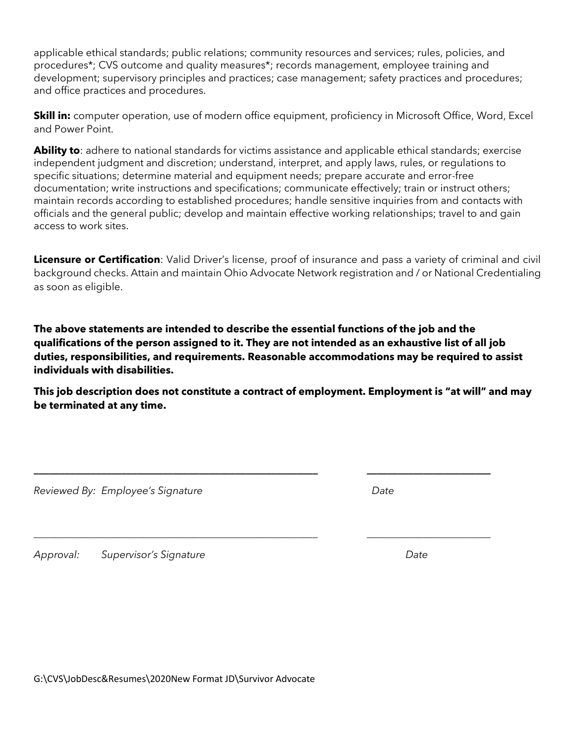applicable ethical standards; public relations; community resources and services; rules, policies, and procedures*; CVS outcome and quality measures*; records management, employee training and development; supervisory principles and practices; case management; safety practices and procedures; and office practices and procedures.

**Skill in:** computer operation, use of modern office equipment, proficiency in Microsoft Office, Word, Excel and Power Point.

**Ability to**: adhere to national standards for victims assistance and applicable ethical standards; exercise independent judgment and discretion; understand, interpret, and apply laws, rules, or regulations to specific situations; determine material and equipment needs; prepare accurate and error-free documentation; write instructions and specifications; communicate effectively; train or instruct others; maintain records according to established procedures; handle sensitive inquiries from and contacts with officials and the general public; develop and maintain effective working relationships; travel to and gain access to work sites.

**Licensure or Certification**: Valid Driver's license, proof of insurance and pass a variety of criminal and civil background checks. Attain and maintain Ohio Advocate Network registration and / or National Credentialing as soon as eligible.

**The above statements are intended to describe the essential functions of the job and the qualifications of the person assigned to it. They are not intended as an exhaustive list of all job duties, responsibilities, and requirements. Reasonable accommodations may be required to assist individuals with disabilities.**

**This job description does not constitute a contract of employment. Employment is "at will" and may be terminated at any time.**

\_\_\_\_\_\_\_\_\_\_\_\_\_\_\_\_\_\_\_\_\_\_\_\_\_\_\_\_\_\_\_\_\_\_\_\_\_\_\_\_\_\_\_\_\_\_\_\_\_\_ \_\_\_\_\_\_\_\_\_\_\_\_\_\_\_\_\_\_\_\_\_\_

*Reviewed By: Employee's Signature* *Date*

\_\_\_\_\_\_\_\_\_\_\_\_\_\_\_\_\_\_\_\_\_\_\_\_\_\_\_\_\_\_\_\_\_\_\_\_\_\_\_\_\_\_\_\_\_\_\_\_\_\_ \_\_\_\_\_\_\_\_\_\_\_\_\_\_\_\_\_\_\_\_\_\_

*Approval: Supervisor's Signature* *Date*

G:\CVS\JobDesc&Resumes\2020New Format JD\Survivor Advocate